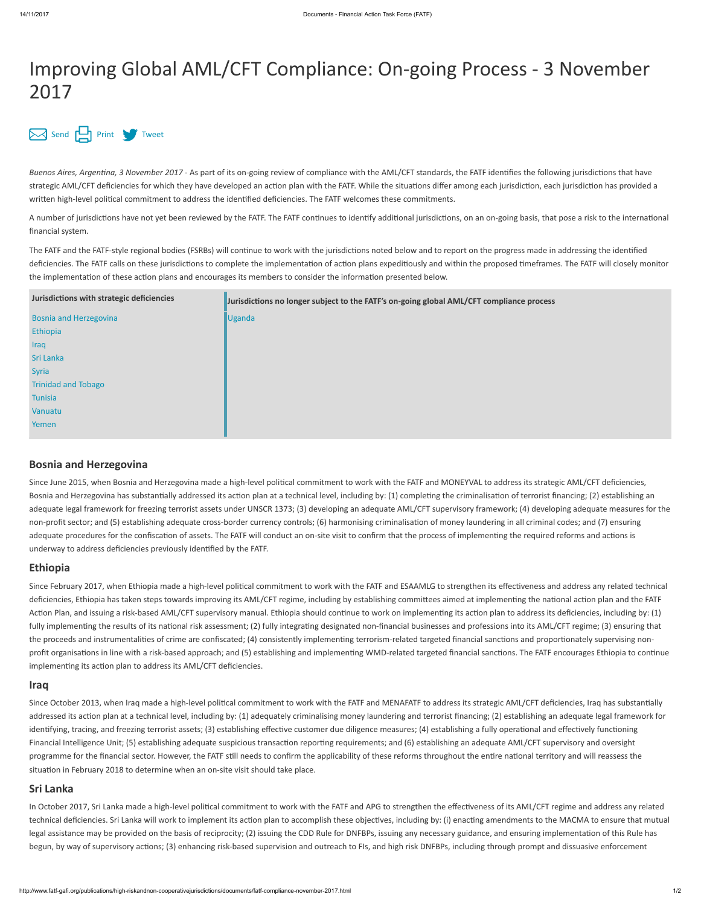# Improving Global AML/CFT Compliance: On-going Process - 3 November 2017

Send Print Tweet

*Buenos Aires, Argentina, 3 November 2017* - As part of its on-going review of compliance with the AML/CFT standards, the FATF identifies the following jurisdictions that have strategic AML/CFT deficiencies for which they have developed an action plan with the FATF. While the situations differ among each jurisdiction, each jurisdiction has provided a written high-level political commitment to address the identified deficiencies. The FATF welcomes these commitments.

A number of jurisdictions have not yet been reviewed by the FATF. The FATF continues to identify additional jurisdictions, on an on-going basis, that pose a risk to the international financial system.

The FATF and the FATF-style regional bodies (FSRBs) will continue to work with the jurisdictions noted below and to report on the progress made in addressing the identified deficiencies. The FATF calls on these jurisdictions to complete the implementation of action plans expeditiously and within the proposed timeframes. The FATF will closely monitor the implementation of these action plans and encourages its members to consider the information presented below.

| Jurisdictions with strategic deficiencies | Jurisdictions no longer subject to the FATF's on-going global AML/CFT compliance process |
|---|---|
| Bosnia and Herzegovina | Uganda |
| Ethiopia | |
| Iraq | |
| Sri Lanka | |
| Syria | |
| Trinidad and Tobago | |
| Tunisia | |
| Vanuatu | |
| Yemen | |

## Bosnia and Herzegovina

Since June 2015, when Bosnia and Herzegovina made a high-level political commitment to work with the FATF and MONEYVAL to address its strategic AML/CFT deficiencies, Bosnia and Herzegovina has substantially addressed its action plan at a technical level, including by: (1) completing the criminalisation of terrorist financing; (2) establishing an adequate legal framework for freezing terrorist assets under UNSCR 1373; (3) developing an adequate AML/CFT supervisory framework; (4) developing adequate measures for the non-profit sector; and (5) establishing adequate cross-border currency controls; (6) harmonising criminalisation of money laundering in all criminal codes; and (7) ensuring adequate procedures for the confiscation of assets. The FATF will conduct an on-site visit to confirm that the process of implementing the required reforms and actions is underway to address deficiencies previously identified by the FATF.

## Ethiopia

Since February 2017, when Ethiopia made a high-level political commitment to work with the FATF and ESAAMLG to strengthen its effectiveness and address any related technical deficiencies, Ethiopia has taken steps towards improving its AML/CFT regime, including by establishing committees aimed at implementing the national action plan and the FATF Action Plan, and issuing a risk-based AML/CFT supervisory manual. Ethiopia should continue to work on implementing its action plan to address its deficiencies, including by: (1) fully implementing the results of its national risk assessment; (2) fully integrating designated non-financial businesses and professions into its AML/CFT regime; (3) ensuring that the proceeds and instrumentalities of crime are confiscated; (4) consistently implementing terrorism-related targeted financial sanctions and proportionately supervising non-profit organisations in line with a risk-based approach; and (5) establishing and implementing WMD-related targeted financial sanctions. The FATF encourages Ethiopia to continue implementing its action plan to address its AML/CFT deficiencies.

## Iraq

Since October 2013, when Iraq made a high-level political commitment to work with the FATF and MENAFATF to address its strategic AML/CFT deficiencies, Iraq has substantially addressed its action plan at a technical level, including by: (1) adequately criminalising money laundering and terrorist financing; (2) establishing an adequate legal framework for identifying, tracing, and freezing terrorist assets; (3) establishing effective customer due diligence measures; (4) establishing a fully operational and effectively functioning Financial Intelligence Unit; (5) establishing adequate suspicious transaction reporting requirements; and (6) establishing an adequate AML/CFT supervisory and oversight programme for the financial sector. However, the FATF still needs to confirm the applicability of these reforms throughout the entire national territory and will reassess the situation in February 2018 to determine when an on-site visit should take place.

## Sri Lanka

In October 2017, Sri Lanka made a high-level political commitment to work with the FATF and APG to strengthen the effectiveness of its AML/CFT regime and address any related technical deficiencies. Sri Lanka will work to implement its action plan to accomplish these objectives, including by: (i) enacting amendments to the MACMA to ensure that mutual legal assistance may be provided on the basis of reciprocity; (2) issuing the CDD Rule for DNFBPs, issuing any necessary guidance, and ensuring implementation of this Rule has begun, by way of supervisory actions; (3) enhancing risk-based supervision and outreach to FIs, and high risk DNFBPs, including through prompt and dissuasive enforcement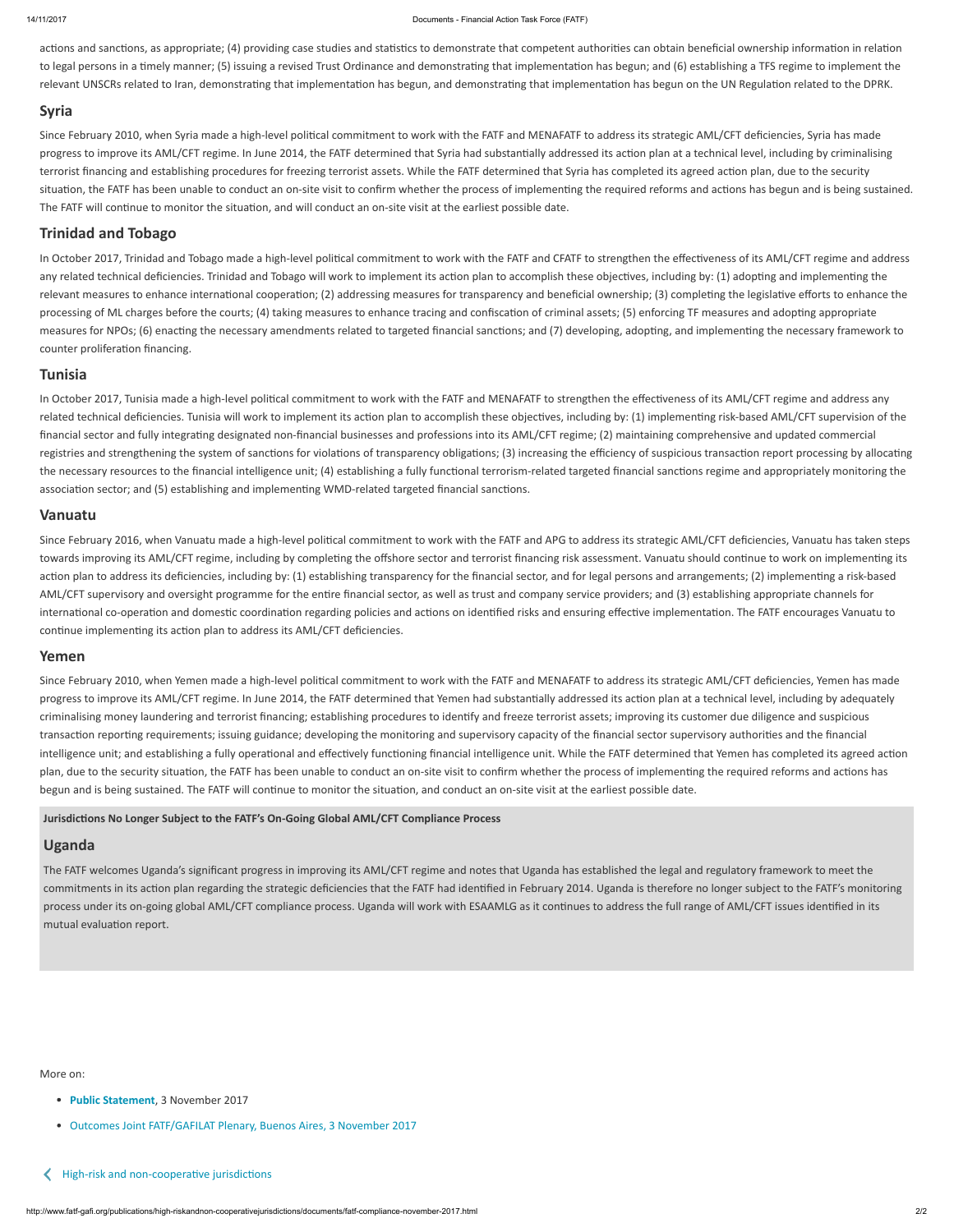actions and sanctions, as appropriate; (4) providing case studies and statistics to demonstrate that competent authorities can obtain beneficial ownership information in relation to legal persons in a timely manner; (5) issuing a revised Trust Ordinance and demonstrating that implementation has begun; and (6) establishing a TFS regime to implement the relevant UNSCRs related to Iran, demonstrating that implementation has begun, and demonstrating that implementation has begun on the UN Regulation related to the DPRK.

## Syria

Since February 2010, when Syria made a high-level political commitment to work with the FATF and MENAFATF to address its strategic AML/CFT deficiencies, Syria has made progress to improve its AML/CFT regime. In June 2014, the FATF determined that Syria had substantially addressed its action plan at a technical level, including by criminalising terrorist financing and establishing procedures for freezing terrorist assets. While the FATF determined that Syria has completed its agreed action plan, due to the security situation, the FATF has been unable to conduct an on-site visit to confirm whether the process of implementing the required reforms and actions has begun and is being sustained. The FATF will continue to monitor the situation, and will conduct an on-site visit at the earliest possible date.

## Trinidad and Tobago

In October 2017, Trinidad and Tobago made a high-level political commitment to work with the FATF and CFATF to strengthen the effectiveness of its AML/CFT regime and address any related technical deficiencies. Trinidad and Tobago will work to implement its action plan to accomplish these objectives, including by: (1) adopting and implementing the relevant measures to enhance international cooperation; (2) addressing measures for transparency and beneficial ownership; (3) completing the legislative efforts to enhance the processing of ML charges before the courts; (4) taking measures to enhance tracing and confiscation of criminal assets; (5) enforcing TF measures and adopting appropriate measures for NPOs; (6) enacting the necessary amendments related to targeted financial sanctions; and (7) developing, adopting, and implementing the necessary framework to counter proliferation financing.

## Tunisia

In October 2017, Tunisia made a high-level political commitment to work with the FATF and MENAFATF to strengthen the effectiveness of its AML/CFT regime and address any related technical deficiencies. Tunisia will work to implement its action plan to accomplish these objectives, including by: (1) implementing risk-based AML/CFT supervision of the financial sector and fully integrating designated non-financial businesses and professions into its AML/CFT regime; (2) maintaining comprehensive and updated commercial registries and strengthening the system of sanctions for violations of transparency obligations; (3) increasing the efficiency of suspicious transaction report processing by allocating the necessary resources to the financial intelligence unit; (4) establishing a fully functional terrorism-related targeted financial sanctions regime and appropriately monitoring the association sector; and (5) establishing and implementing WMD-related targeted financial sanctions.

## Vanuatu

Since February 2016, when Vanuatu made a high-level political commitment to work with the FATF and APG to address its strategic AML/CFT deficiencies, Vanuatu has taken steps towards improving its AML/CFT regime, including by completing the offshore sector and terrorist financing risk assessment. Vanuatu should continue to work on implementing its action plan to address its deficiencies, including by: (1) establishing transparency for the financial sector, and for legal persons and arrangements; (2) implementing a risk-based AML/CFT supervisory and oversight programme for the entire financial sector, as well as trust and company service providers; and (3) establishing appropriate channels for international co-operation and domestic coordination regarding policies and actions on identified risks and ensuring effective implementation. The FATF encourages Vanuatu to continue implementing its action plan to address its AML/CFT deficiencies.

## Yemen

Since February 2010, when Yemen made a high-level political commitment to work with the FATF and MENAFATF to address its strategic AML/CFT deficiencies, Yemen has made progress to improve its AML/CFT regime. In June 2014, the FATF determined that Yemen had substantially addressed its action plan at a technical level, including by adequately criminalising money laundering and terrorist financing; establishing procedures to identify and freeze terrorist assets; improving its customer due diligence and suspicious transaction reporting requirements; issuing guidance; developing the monitoring and supervisory capacity of the financial sector supervisory authorities and the financial intelligence unit; and establishing a fully operational and effectively functioning financial intelligence unit. While the FATF determined that Yemen has completed its agreed action plan, due to the security situation, the FATF has been unable to conduct an on-site visit to confirm whether the process of implementing the required reforms and actions has begun and is being sustained. The FATF will continue to monitor the situation, and conduct an on-site visit at the earliest possible date.

**Jurisdictions No Longer Subject to the FATF's On-Going Global AML/CFT Compliance Process**

## Uganda

The FATF welcomes Uganda's significant progress in improving its AML/CFT regime and notes that Uganda has established the legal and regulatory framework to meet the commitments in its action plan regarding the strategic deficiencies that the FATF had identified in February 2014. Uganda is therefore no longer subject to the FATF's monitoring process under its on-going global AML/CFT compliance process. Uganda will work with ESAAMLG as it continues to address the full range of AML/CFT issues identified in its mutual evaluation report.

More on:

- **Public Statement**, 3 November 2017
- Outcomes Joint FATF/GAFILAT Plenary, Buenos Aires, 3 November 2017

High-risk and non-cooperative jurisdictions